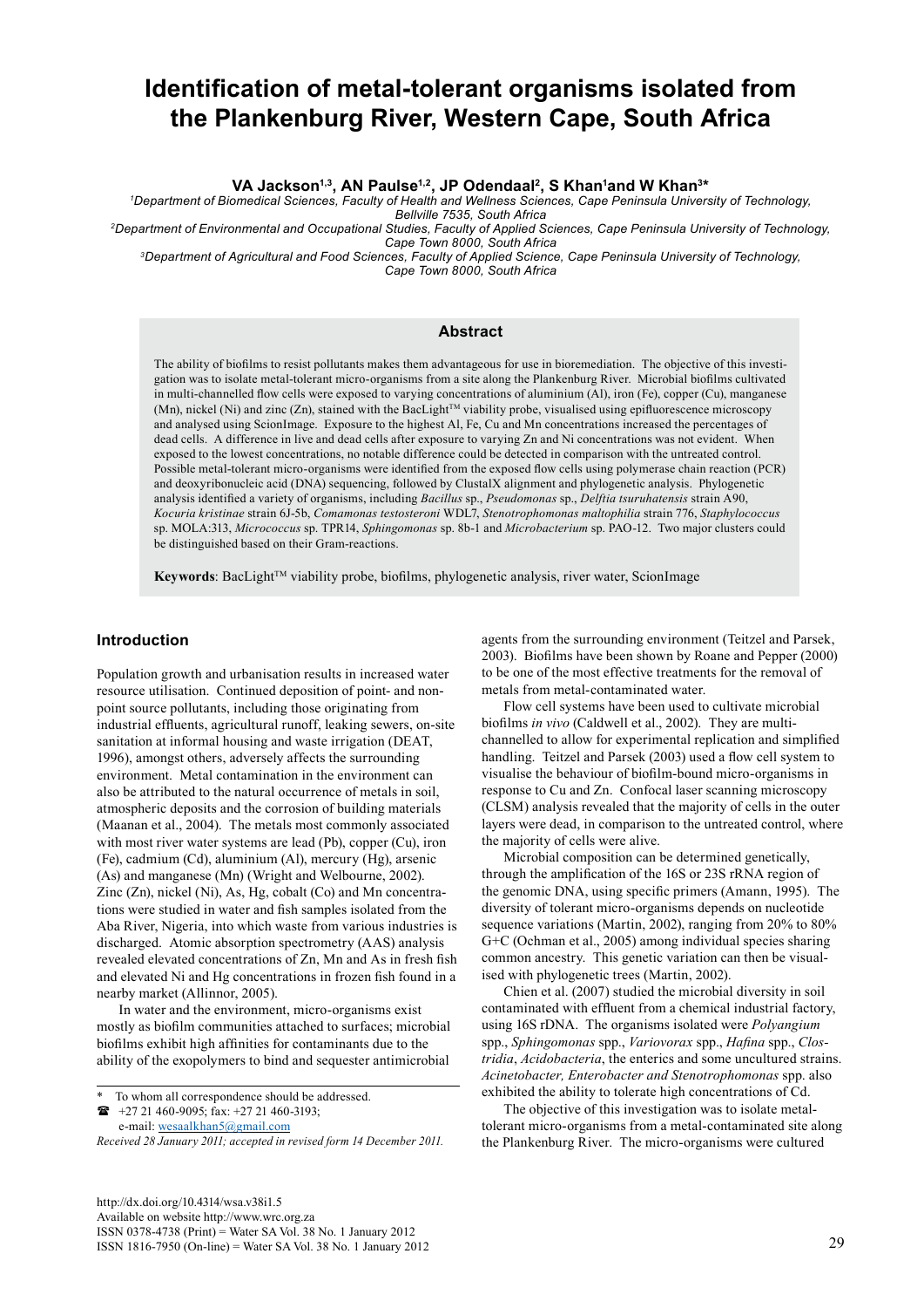# Identification of metal-tolerant organisms isolated from the Plankenburg River, Western Cape, South Africa

**VA Jackson[1,3], AN Paulse[1,2], JP Odendaal[2], S Khan[1] and W Khan[3]***

[1]*Department of Biomedical Sciences, Faculty of Health and Wellness Sciences, Cape Peninsula University of Technology, Bellville 7535, South Africa*

[2]*Department of Environmental and Occupational Studies, Faculty of Applied Sciences, Cape Peninsula University of Technology, Cape Town 8000, South Africa*

[3]*Department of Agricultural and Food Sciences, Faculty of Applied Science, Cape Peninsula University of Technology, Cape Town 8000, South Africa*

## Abstract

The ability of biofilms to resist pollutants makes them advantageous for use in bioremediation. The objective of this investigation was to isolate metal-tolerant micro-organisms from a site along the Plankenburg River. Microbial biofilms cultivated in multi-channelled flow cells were exposed to varying concentrations of aluminium (Al), iron (Fe), copper (Cu), manganese (Mn), nickel (Ni) and zinc (Zn), stained with the BacLight™ viability probe, visualised using epifluorescence microscopy and analysed using ScionImage. Exposure to the highest Al, Fe, Cu and Mn concentrations increased the percentages of dead cells. A difference in live and dead cells after exposure to varying Zn and Ni concentrations was not evident. When exposed to the lowest concentrations, no notable difference could be detected in comparison with the untreated control. Possible metal-tolerant micro-organisms were identified from the exposed flow cells using polymerase chain reaction (PCR) and deoxyribonucleic acid (DNA) sequencing, followed by ClustalX alignment and phylogenetic analysis. Phylogenetic analysis identified a variety of organisms, including *Bacillus* sp., *Pseudomonas* sp., *Delftia tsuruhatensis* strain A90, *Kocuria kristinae* strain 6J-5b, *Comamonas testosteroni* WDL7, *Stenotrophomonas maltophilia* strain 776, *Staphylococcus* sp. MOLA:313, *Micrococcus* sp. TPR14, *Sphingomonas* sp. 8b-1 and *Microbacterium* sp. PAO-12. Two major clusters could be distinguished based on their Gram-reactions.

**Keywords**: BacLight™ viability probe, biofilms, phylogenetic analysis, river water, ScionImage

## Introduction

Population growth and urbanisation results in increased water resource utilisation. Continued deposition of point- and non-point source pollutants, including those originating from industrial effluents, agricultural runoff, leaking sewers, on-site sanitation at informal housing and waste irrigation (DEAT, 1996), amongst others, adversely affects the surrounding environment. Metal contamination in the environment can also be attributed to the natural occurrence of metals in soil, atmospheric deposits and the corrosion of building materials (Maanan et al., 2004). The metals most commonly associated with most river water systems are lead (Pb), copper (Cu), iron (Fe), cadmium (Cd), aluminium (Al), mercury (Hg), arsenic (As) and manganese (Mn) (Wright and Welbourne, 2002). Zinc (Zn), nickel (Ni), As, Hg, cobalt (Co) and Mn concentrations were studied in water and fish samples isolated from the Aba River, Nigeria, into which waste from various industries is discharged. Atomic absorption spectrometry (AAS) analysis revealed elevated concentrations of Zn, Mn and As in fresh fish and elevated Ni and Hg concentrations in frozen fish found in a nearby market (Allinnor, 2005).

In water and the environment, micro-organisms exist mostly as biofilm communities attached to surfaces; microbial biofilms exhibit high affinities for contaminants due to the ability of the exopolymers to bind and sequester antimicrobial agents from the surrounding environment (Teitzel and Parsek, 2003). Biofilms have been shown by Roane and Pepper (2000) to be one of the most effective treatments for the removal of metals from metal-contaminated water.

Flow cell systems have been used to cultivate microbial biofilms *in vivo* (Caldwell et al., 2002). They are multi-channelled to allow for experimental replication and simplified handling. Teitzel and Parsek (2003) used a flow cell system to visualise the behaviour of biofilm-bound micro-organisms in response to Cu and Zn. Confocal laser scanning microscopy (CLSM) analysis revealed that the majority of cells in the outer layers were dead, in comparison to the untreated control, where the majority of cells were alive.

Microbial composition can be determined genetically, through the amplification of the 16S or 23S rRNA region of the genomic DNA, using specific primers (Amann, 1995). The diversity of tolerant micro-organisms depends on nucleotide sequence variations (Martin, 2002), ranging from 20% to 80% G+C (Ochman et al., 2005) among individual species sharing common ancestry. This genetic variation can then be visualised with phylogenetic trees (Martin, 2002).

Chien et al. (2007) studied the microbial diversity in soil contaminated with effluent from a chemical industrial factory, using 16S rDNA. The organisms isolated were *Polyangium* spp., *Sphingomonas* spp., *Variovorax* spp., *Hafina* spp., *Clostridia*, *Acidobacteria*, the enterics and some uncultured strains. *Acinetobacter, Enterobacter and Stenotrophomonas* spp. also exhibited the ability to tolerate high concentrations of Cd.

The objective of this investigation was to isolate metal-tolerant micro-organisms from a metal-contaminated site along the Plankenburg River. The micro-organisms were cultured

\* To whom all correspondence should be addressed.
☎ +27 21 460-9095; fax: +27 21 460-3193;
e-mail: wesaalkhan5@gmail.com

*Received 28 January 2011; accepted in revised form 14 December 2011.*

http://dx.doi.org/10.4314/wsa.v38i1.5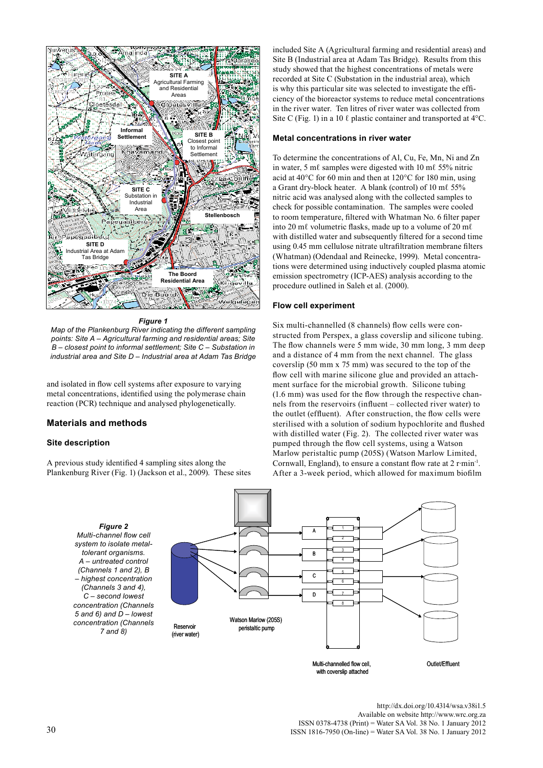*Figure 1*
*Map of the Plankenburg River indicating the different sampling points: Site A – Agricultural farming and residential areas; Site B – closest point to informal settlement; Site C – Substation in industrial area and Site D – Industrial area at Adam Tas Bridge*

and isolated in flow cell systems after exposure to varying metal concentrations, identified using the polymerase chain reaction (PCR) technique and analysed phylogenetically.

## Materials and methods

### Site description

A previous study identified 4 sampling sites along the Plankenburg River (Fig. 1) (Jackson et al., 2009). These sites included Site A (Agricultural farming and residential areas) and Site B (Industrial area at Adam Tas Bridge). Results from this study showed that the highest concentrations of metals were recorded at Site C (Substation in the industrial area), which is why this particular site was selected to investigate the efficiency of the bioreactor systems to reduce metal concentrations in the river water. Ten litres of river water was collected from Site C (Fig. 1) in a 10 ℓ plastic container and transported at 4°C.

### Metal concentrations in river water

To determine the concentrations of Al, Cu, Fe, Mn, Ni and Zn in water, 5 mℓ samples were digested with 10 mℓ 55% nitric acid at 40°C for 60 min and then at 120°C for 180 min, using a Grant dry-block heater. A blank (control) of 10 mℓ 55% nitric acid was analysed along with the collected samples to check for possible contamination. The samples were cooled to room temperature, filtered with Whatman No. 6 filter paper into 20 mℓ volumetric flasks, made up to a volume of 20 mℓ with distilled water and subsequently filtered for a second time using 0.45 mm cellulose nitrate ultrafiltration membrane filters (Whatman) (Odendaal and Reinecke, 1999). Metal concentrations were determined using inductively coupled plasma atomic emission spectrometry (ICP-AES) analysis according to the procedure outlined in Saleh et al. (2000).

### Flow cell experiment

Six multi-channelled (8 channels) flow cells were constructed from Perspex, a glass coverslip and silicone tubing. The flow channels were 5 mm wide, 30 mm long, 3 mm deep and a distance of 4 mm from the next channel. The glass coverslip (50 mm x 75 mm) was secured to the top of the flow cell with marine silicone glue and provided an attachment surface for the microbial growth. Silicone tubing (1.6 mm) was used for the flow through the respective channels from the reservoirs (influent – collected river water) to the outlet (effluent). After construction, the flow cells were sterilised with a solution of sodium hypochlorite and flushed with distilled water (Fig. 2). The collected river water was pumped through the flow cell systems, using a Watson Marlow peristaltic pump (205S) (Watson Marlow Limited, Cornwall, England), to ensure a constant flow rate at 2 r·min$^{-1}$. After a 3-week period, which allowed for maximum biofilm

*Figure 2*
*Multi-channel flow cell system to isolate metal-tolerant organisms. A – untreated control (Channels 1 and 2), B – highest concentration (Channels 3 and 4), C – second lowest concentration (Channels 5 and 6) and D – lowest concentration (Channels 7 and 8)*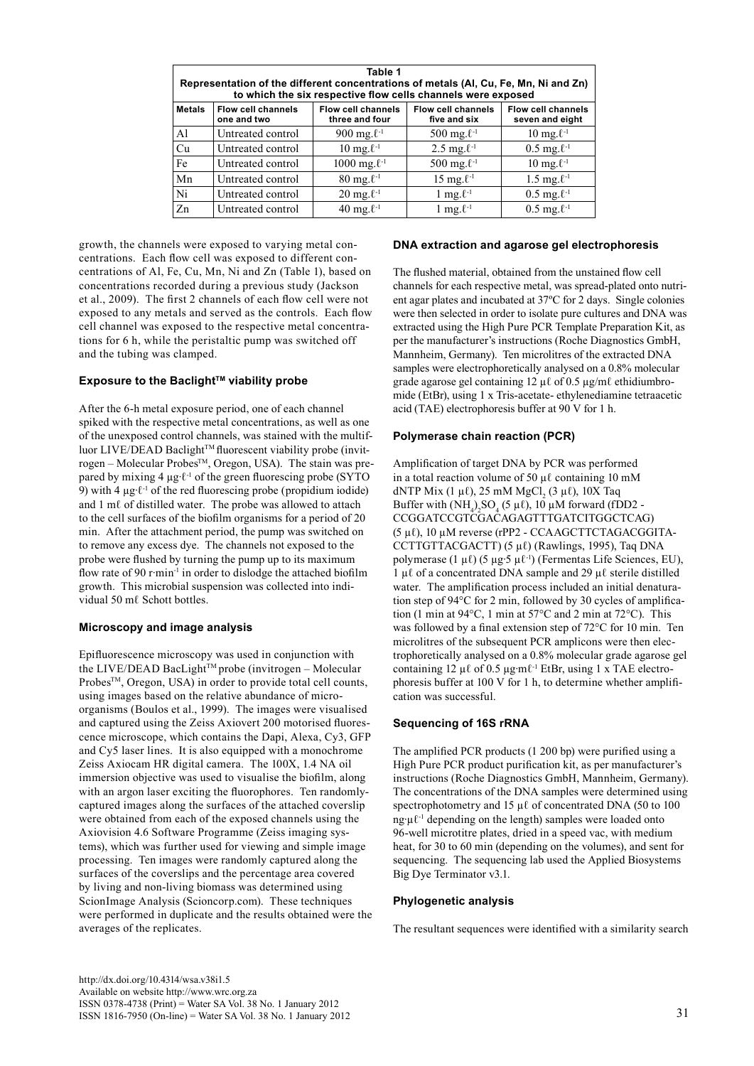**Table 1**
**Representation of the different concentrations of metals (Al, Cu, Fe, Mn, Ni and Zn) to which the six respective flow cells channels were exposed**

| Metals | Flow cell channels one and two | Flow cell channels three and four | Flow cell channels five and six | Flow cell channels seven and eight |
|---|---|---|---|---|
| Al | Untreated control | 900 mg.ℓ$^{-1}$ | 500 mg.ℓ$^{-1}$ | 10 mg.ℓ$^{-1}$ |
| Cu | Untreated control | 10 mg.ℓ$^{-1}$ | 2.5 mg.ℓ$^{-1}$ | 0.5 mg.ℓ$^{-1}$ |
| Fe | Untreated control | 1000 mg.ℓ$^{-1}$ | 500 mg.ℓ$^{-1}$ | 10 mg.ℓ$^{-1}$ |
| Mn | Untreated control | 80 mg.ℓ$^{-1}$ | 15 mg.ℓ$^{-1}$ | 1.5 mg.ℓ$^{-1}$ |
| Ni | Untreated control | 20 mg.ℓ$^{-1}$ | 1 mg.ℓ$^{-1}$ | 0.5 mg.ℓ$^{-1}$ |
| Zn | Untreated control | 40 mg.ℓ$^{-1}$ | 1 mg.ℓ$^{-1}$ | 0.5 mg.ℓ$^{-1}$ |

growth, the channels were exposed to varying metal concentrations. Each flow cell was exposed to different concentrations of Al, Fe, Cu, Mn, Ni and Zn (Table 1), based on concentrations recorded during a previous study (Jackson et al., 2009). The first 2 channels of each flow cell were not exposed to any metals and served as the controls. Each flow cell channel was exposed to the respective metal concentrations for 6 h, while the peristaltic pump was switched off and the tubing was clamped.

### Exposure to the Baclight™ viability probe

After the 6-h metal exposure period, one of each channel spiked with the respective metal concentrations, as well as one of the unexposed control channels, was stained with the multifluor LIVE/DEAD Baclight™ fluorescent viability probe (invitrogen – Molecular Probes™, Oregon, USA). The stain was prepared by mixing 4 µg·ℓ$^{-1}$ of the green fluorescing probe (SYTO 9) with 4 µg·ℓ$^{-1}$ of the red fluorescing probe (propidium iodide) and 1 mℓ of distilled water. The probe was allowed to attach to the cell surfaces of the biofilm organisms for a period of 20 min. After the attachment period, the pump was switched on to remove any excess dye. The channels not exposed to the probe were flushed by turning the pump up to its maximum flow rate of 90 r·min$^{-1}$ in order to dislodge the attached biofilm growth. This microbial suspension was collected into individual 50 mℓ Schott bottles.

### Microscopy and image analysis

Epifluorescence microscopy was used in conjunction with the LIVE/DEAD BacLight™ probe (invitrogen – Molecular Probes™, Oregon, USA) in order to provide total cell counts, using images based on the relative abundance of microorganisms (Boulos et al., 1999). The images were visualised and captured using the Zeiss Axiovert 200 motorised fluorescence microscope, which contains the Dapi, Alexa, Cy3, GFP and Cy5 laser lines. It is also equipped with a monochrome Zeiss Axiocam HR digital camera. The 100X, 1.4 NA oil immersion objective was used to visualise the biofilm, along with an argon laser exciting the fluorophores. Ten randomly-captured images along the surfaces of the attached coverslip were obtained from each of the exposed channels using the Axiovision 4.6 Software Programme (Zeiss imaging systems), which was further used for viewing and simple image processing. Ten images were randomly captured along the surfaces of the coverslips and the percentage area covered by living and non-living biomass was determined using ScionImage Analysis (Sciocorp.com). These techniques were performed in duplicate and the results obtained were the averages of the replicates.

### DNA extraction and agarose gel electrophoresis

The flushed material, obtained from the unstained flow cell channels for each respective metal, was spread-plated onto nutrient agar plates and incubated at 37ºC for 2 days. Single colonies were then selected in order to isolate pure cultures and DNA was extracted using the High Pure PCR Template Preparation Kit, as per the manufacturer's instructions (Roche Diagnostics GmbH, Mannheim, Germany). Ten microlitres of the extracted DNA samples were electrophoretically analysed on a 0.8% molecular grade agarose gel containing 12 µℓ of 0.5 µg/mℓ ethidiumbromide (EtBr), using 1 x Tris-acetate- ethylenediamine tetraacetic acid (TAE) electrophoresis buffer at 90 V for 1 h.

### Polymerase chain reaction (PCR)

Amplification of target DNA by PCR was performed in a total reaction volume of 50 µℓ containing 10 mM dNTP Mix (1 µℓ), 25 mM $MgCl_2$ (3 µℓ), 10X Taq Buffer with $(NH_4)_2SO_4$ (5 µℓ), 10 µM forward (fDD2 - CCGGATCCGTCGACAGAGTTTGATCITGGCTCAG) (5 µℓ), 10 µM reverse (rPP2 - CCAAGCTTCTAGACGGITA-CCTTGTTACGACTT) (5 µℓ) (Rawlings, 1995), Taq DNA polymerase (1 µℓ) (5 µg·5 µℓ$^{-1}$) (Fermentas Life Sciences, EU), 1 µℓ of a concentrated DNA sample and 29 µℓ sterile distilled water. The amplification process included an initial denaturation step of 94°C for 2 min, followed by 30 cycles of amplification (1 min at 94°C, 1 min at 57°C and 2 min at 72°C). This was followed by a final extension step of 72°C for 10 min. Ten microlitres of the subsequent PCR amplicons were then electrophoretically analysed on a 0.8% molecular grade agarose gel containing 12 µℓ of 0.5 µg·mℓ$^{-1}$ EtBr, using 1 x TAE electrophoresis buffer at 100 V for 1 h, to determine whether amplification was successful.

### Sequencing of 16S rRNA

The amplified PCR products (1 200 bp) were purified using a High Pure PCR product purification kit, as per manufacturer's instructions (Roche Diagnostics GmbH, Mannheim, Germany). The concentrations of the DNA samples were determined using spectrophotometry and 15 µℓ of concentrated DNA (50 to 100 ng·µℓ$^{-1}$ depending on the length) samples were loaded onto 96-well microtitre plates, dried in a speed vac, with medium heat, for 30 to 60 min (depending on the volumes), and sent for sequencing. The sequencing lab used the Applied Biosystems Big Dye Terminator v3.1.

### Phylogenetic analysis

The resultant sequences were identified with a similarity search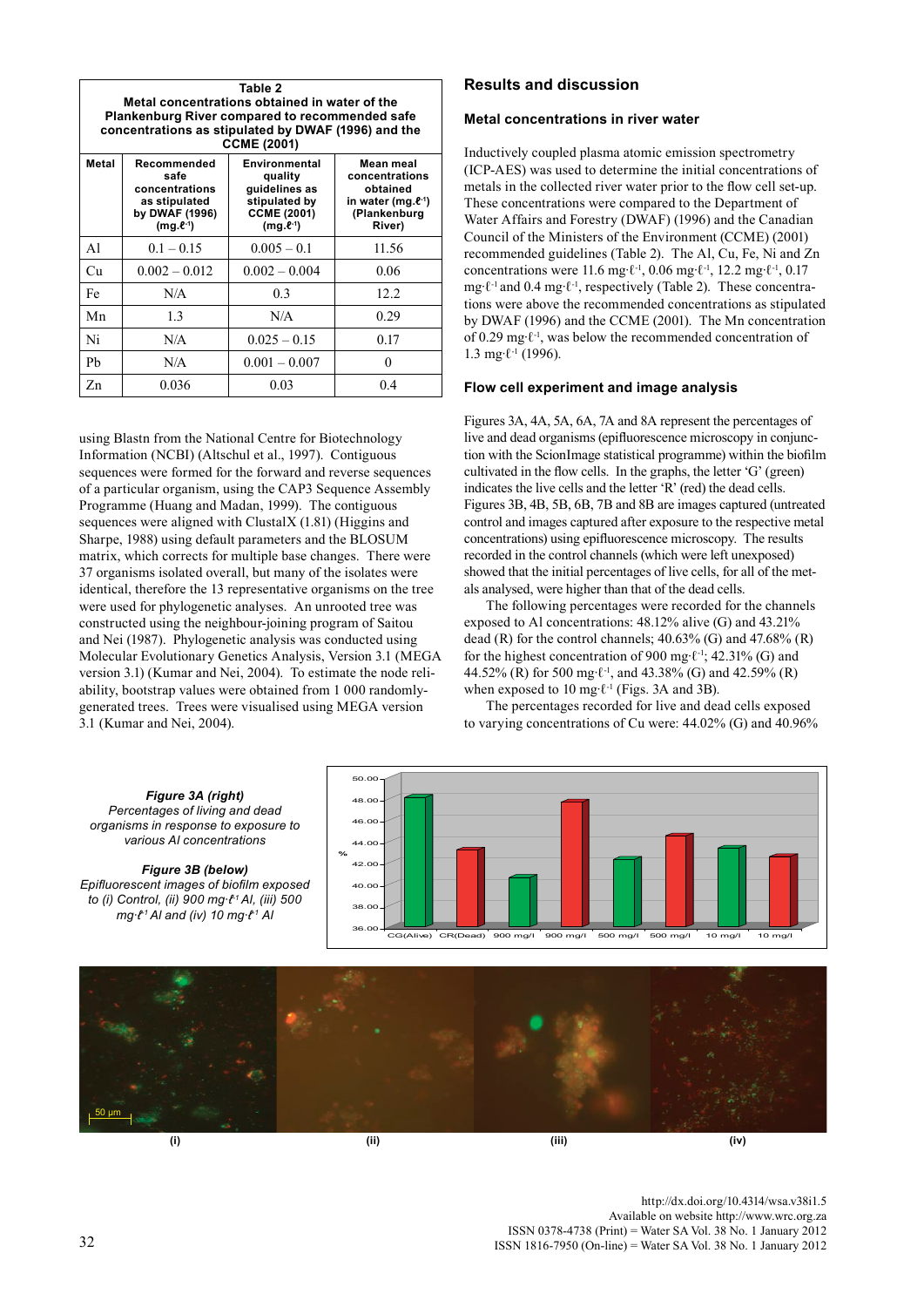**Table 2**
**Metal concentrations obtained in water of the Plankenburg River compared to recommended safe concentrations as stipulated by DWAF (1996) and the CCME (2001)**

| Metal | Recommended safe concentrations as stipulated by DWAF (1996) (mg.ℓ⁻¹) | Environmental quality guidelines as stipulated by CCME (2001) (mg.ℓ⁻¹) | Mean meal concentrations obtained in water (mg.ℓ⁻¹) (Plankenburg River) |
|---|---|---|---|
| Al | 0.1 – 0.15 | 0.005 – 0.1 | 11.56 |
| Cu | 0.002 – 0.012 | 0.002 – 0.004 | 0.06 |
| Fe | N/A | 0.3 | 12.2 |
| Mn | 1.3 | N/A | 0.29 |
| Ni | N/A | 0.025 – 0.15 | 0.17 |
| Pb | N/A | 0.001 – 0.007 | 0 |
| Zn | 0.036 | 0.03 | 0.4 |

using Blastn from the National Centre for Biotechnology Information (NCBI) (Altschul et al., 1997). Contiguous sequences were formed for the forward and reverse sequences of a particular organism, using the CAP3 Sequence Assembly Programme (Huang and Madan, 1999). The contiguous sequences were aligned with ClustalX (1.81) (Higgins and Sharpe, 1988) using default parameters and the BLOSUM matrix, which corrects for multiple base changes. There were 37 organisms isolated overall, but many of the isolates were identical, therefore the 13 representative organisms on the tree were used for phylogenetic analyses. An unrooted tree was constructed using the neighbour-joining program of Saitou and Nei (1987). Phylogenetic analysis was conducted using Molecular Evolutionary Genetics Analysis, Version 3.1 (MEGA version 3.1) (Kumar and Nei, 2004). To estimate the node reliability, bootstrap values were obtained from 1 000 randomly-generated trees. Trees were visualised using MEGA version 3.1 (Kumar and Nei, 2004).

## Results and discussion

### Metal concentrations in river water

Inductively coupled plasma atomic emission spectrometry (ICP-AES) was used to determine the initial concentrations of metals in the collected river water prior to the flow cell set-up. These concentrations were compared to the Department of Water Affairs and Forestry (DWAF) (1996) and the Canadian Council of the Ministers of the Environment (CCME) (2001) recommended guidelines (Table 2). The Al, Cu, Fe, Ni and Zn concentrations were 11.6 mg·ℓ⁻¹, 0.06 mg·ℓ⁻¹, 12.2 mg·ℓ⁻¹, 0.17 mg·ℓ⁻¹ and 0.4 mg·ℓ⁻¹, respectively (Table 2). These concentrations were above the recommended concentrations as stipulated by DWAF (1996) and the CCME (2001). The Mn concentration of 0.29 mg·ℓ⁻¹, was below the recommended concentration of 1.3 mg·ℓ⁻¹ (1996).

### Flow cell experiment and image analysis

Figures 3A, 4A, 5A, 6A, 7A and 8A represent the percentages of live and dead organisms (epifluorescence microscopy in conjunction with the ScionImage statistical programme) within the biofilm cultivated in the flow cells. In the graphs, the letter 'G' (green) indicates the live cells and the letter 'R' (red) the dead cells. Figures 3B, 4B, 5B, 6B, 7B and 8B are images captured (untreated control and images captured after exposure to the respective metal concentrations) using epifluorescence microscopy. The results recorded in the control channels (which were left unexposed) showed that the initial percentages of live cells, for all of the metals analysed, were higher than that of the dead cells.

The following percentages were recorded for the channels exposed to Al concentrations: 48.12% alive (G) and 43.21% dead (R) for the control channels; 40.63% (G) and 47.68% (R) for the highest concentration of 900 mg·ℓ⁻¹; 42.31% (G) and 44.52% (R) for 500 mg·ℓ⁻¹, and 43.38% (G) and 42.59% (R) when exposed to 10 mg·ℓ⁻¹ (Figs. 3A and 3B).

The percentages recorded for live and dead cells exposed to varying concentrations of Cu were: 44.02% (G) and 40.96%

*Figure 3A (right)*
*Percentages of living and dead organisms in response to exposure to various Al concentrations*

*Figure 3B (below)*
*Epifluorescent images of biofilm exposed to (i) Control, (ii) 900 mg·ℓ⁻¹ Al, (iii) 500 mg·ℓ⁻¹ Al and (iv) 10 mg·ℓ⁻¹ Al*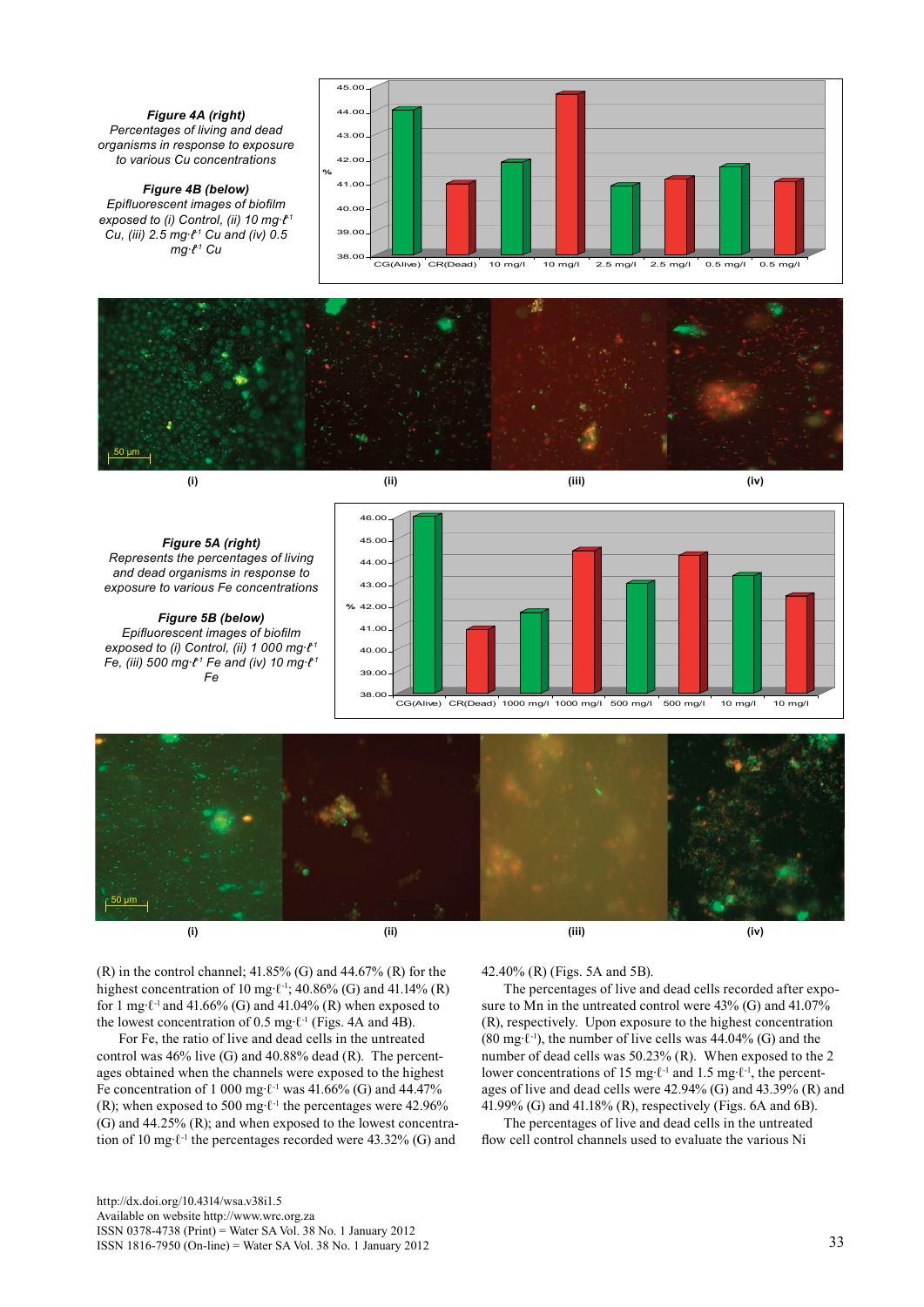*Figure 4A (right)*
*Percentages of living and dead organisms in response to exposure to various Cu concentrations*

*Figure 4B (below)*
*Epifluorescent images of biofilm exposed to (i) Control, (ii) 10 mg·ℓ⁻¹ Cu, (iii) 2.5 mg·ℓ⁻¹ Cu and (iv) 0.5 mg·ℓ⁻¹ Cu*

*Figure 5A (right)*
*Represents the percentages of living and dead organisms in response to exposure to various Fe concentrations*

*Figure 5B (below)*
*Epifluorescent images of biofilm exposed to (i) Control, (ii) 1 000 mg·ℓ⁻¹ Fe, (iii) 500 mg·ℓ⁻¹ Fe and (iv) 10 mg·ℓ⁻¹ Fe*

(R) in the control channel; 41.85% (G) and 44.67% (R) for the highest concentration of 10 mg·ℓ⁻¹; 40.86% (G) and 41.14% (R) for 1 mg·ℓ⁻¹ and 41.66% (G) and 41.04% (R) when exposed to the lowest concentration of 0.5 mg·ℓ⁻¹ (Figs. 4A and 4B).

For Fe, the ratio of live and dead cells in the untreated control was 46% live (G) and 40.88% dead (R). The percentages obtained when the channels were exposed to the highest Fe concentration of 1 000 mg·ℓ⁻¹ was 41.66% (G) and 44.47% (R); when exposed to 500 mg·ℓ⁻¹ the percentages were 42.96% (G) and 44.25% (R); and when exposed to the lowest concentration of 10 mg·ℓ⁻¹ the percentages recorded were 43.32% (G) and 42.40% (R) (Figs. 5A and 5B).

The percentages of live and dead cells recorded after exposure to Mn in the untreated control were 43% (G) and 41.07% (R), respectively. Upon exposure to the highest concentration (80 mg·ℓ⁻¹), the number of live cells was 44.04% (G) and the number of dead cells was 50.23% (R). When exposed to the 2 lower concentrations of 15 mg·ℓ⁻¹ and 1.5 mg·ℓ⁻¹, the percentages of live and dead cells were 42.94% (G) and 43.39% (R) and 41.99% (G) and 41.18% (R), respectively (Figs. 6A and 6B).

The percentages of live and dead cells in the untreated flow cell control channels used to evaluate the various Ni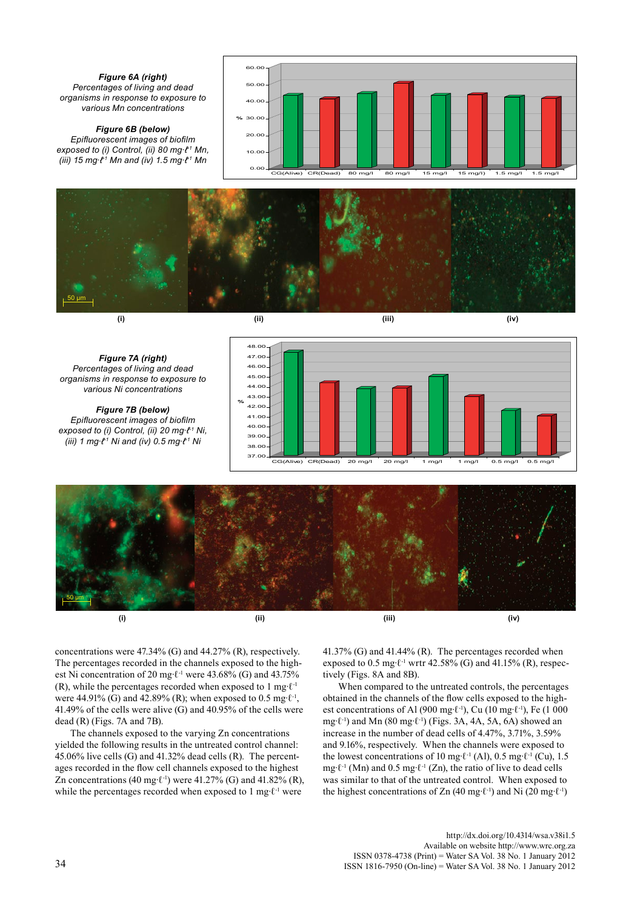***Figure 6A (right)***
*Percentages of living and dead organisms in response to exposure to various Mn concentrations*

***Figure 6B (below)***
*Epifluorescent images of biofilm exposed to (i) Control, (ii) 80 mg·ℓ⁻¹ Mn, (iii) 15 mg·ℓ⁻¹ Mn and (iv) 1.5 mg·ℓ⁻¹ Mn*

***Figure 7A (right)***
*Percentages of living and dead organisms in response to exposure to various Ni concentrations*

***Figure 7B (below)***
*Epifluorescent images of biofilm exposed to (i) Control, (ii) 20 mg·ℓ⁻¹ Ni, (iii) 1 mg·ℓ⁻¹ Ni and (iv) 0.5 mg·ℓ⁻¹ Ni*

concentrations were 47.34% (G) and 44.27% (R), respectively. The percentages recorded in the channels exposed to the highest Ni concentration of 20 mg·ℓ⁻¹ were 43.68% (G) and 43.75% (R), while the percentages recorded when exposed to 1 mg·ℓ⁻¹ were 44.91% (G) and 42.89% (R); when exposed to 0.5 mg·ℓ⁻¹, 41.49% of the cells were alive (G) and 40.95% of the cells were dead (R) (Figs. 7A and 7B).

The channels exposed to the varying Zn concentrations yielded the following results in the untreated control channel: 45.06% live cells (G) and 41.32% dead cells (R). The percentages recorded in the flow cell channels exposed to the highest Zn concentrations (40 mg·ℓ⁻¹) were 41.27% (G) and 41.82% (R), while the percentages recorded when exposed to 1 mg·ℓ⁻¹ were 41.37% (G) and 41.44% (R). The percentages recorded when exposed to 0.5 mg·ℓ⁻¹ wrtr 42.58% (G) and 41.15% (R), respectively (Figs. 8A and 8B).

When compared to the untreated controls, the percentages obtained in the channels of the flow cells exposed to the highest concentrations of Al (900 mg·ℓ⁻¹), Cu (10 mg·ℓ⁻¹), Fe (1 000 mg·ℓ⁻¹) and Mn (80 mg·ℓ⁻¹) (Figs. 3A, 4A, 5A, 6A) showed an increase in the number of dead cells of 4.47%, 3.71%, 3.59% and 9.16%, respectively. When the channels were exposed to the lowest concentrations of 10 mg·ℓ⁻¹ (Al), 0.5 mg·ℓ⁻¹ (Cu), 1.5 mg·ℓ⁻¹ (Mn) and 0.5 mg·ℓ⁻¹ (Zn), the ratio of live to dead cells was similar to that of the untreated control. When exposed to the highest concentrations of Zn (40 mg·ℓ⁻¹) and Ni (20 mg·ℓ⁻¹)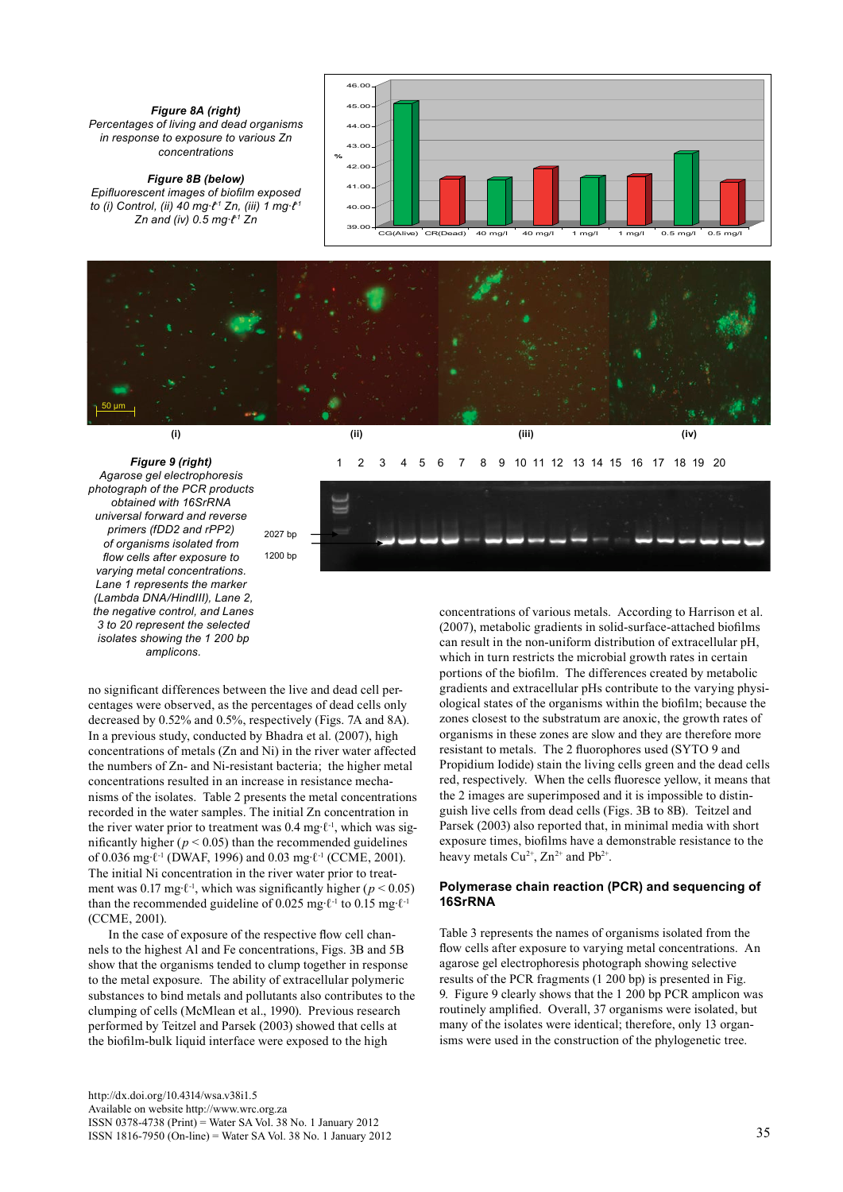***Figure 8A (right)***
*Percentages of living and dead organisms in response to exposure to various Zn concentrations*

***Figure 8B (below)***
*Epifluorescent images of biofilm exposed to (i) Control, (ii) 40 mg·ℓ⁻¹ Zn, (iii) 1 mg·ℓ⁻¹ Zn and (iv) 0.5 mg·ℓ⁻¹ Zn*

***Figure 9 (right)***
*Agarose gel electrophoresis photograph of the PCR products obtained with 16SrRNA universal forward and reverse primers (fDD2 and rPP2) of organisms isolated from flow cells after exposure to varying metal concentrations. Lane 1 represents the marker (Lambda DNA/HindIII), Lane 2, the negative control, and Lanes 3 to 20 represent the selected isolates showing the 1 200 bp amplicons.*

no significant differences between the live and dead cell percentages were observed, as the percentages of dead cells only decreased by 0.52% and 0.5%, respectively (Figs. 7A and 8A). In a previous study, conducted by Bhadra et al. (2007), high concentrations of metals (Zn and Ni) in the river water affected the numbers of Zn- and Ni-resistant bacteria; the higher metal concentrations resulted in an increase in resistance mechanisms of the isolates. Table 2 presents the metal concentrations recorded in the water samples. The initial Zn concentration in the river water prior to treatment was 0.4 mg·ℓ⁻¹, which was significantly higher ($p < 0.05$) than the recommended guidelines of 0.036 mg·ℓ⁻¹ (DWAF, 1996) and 0.03 mg·ℓ⁻¹ (CCME, 2001). The initial Ni concentration in the river water prior to treatment was 0.17 mg·ℓ⁻¹, which was significantly higher ($p < 0.05$) than the recommended guideline of 0.025 mg·ℓ⁻¹ to 0.15 mg·ℓ⁻¹ (CCME, 2001).

In the case of exposure of the respective flow cell channels to the highest Al and Fe concentrations, Figs. 3B and 5B show that the organisms tended to clump together in response to the metal exposure. The ability of extracellular polymeric substances to bind metals and pollutants also contributes to the clumping of cells (McMlean et al., 1990). Previous research performed by Teitzel and Parsek (2003) showed that cells at the biofilm-bulk liquid interface were exposed to the high concentrations of various metals. According to Harrison et al. (2007), metabolic gradients in solid-surface-attached biofilms can result in the non-uniform distribution of extracellular pH, which in turn restricts the microbial growth rates in certain portions of the biofilm. The differences created by metabolic gradients and extracellular pHs contribute to the varying physiological states of the organisms within the biofilm; because the zones closest to the substratum are anoxic, the growth rates of organisms in these zones are slow and they are therefore more resistant to metals. The 2 fluorophores used (SYTO 9 and Propidium Iodide) stain the living cells green and the dead cells red, respectively. When the cells fluoresce yellow, it means that the 2 images are superimposed and it is impossible to distinguish live cells from dead cells (Figs. 3B to 8B). Teitzel and Parsek (2003) also reported that, in minimal media with short exposure times, biofilms have a demonstrable resistance to the heavy metals $Cu^{2+}$, $Zn^{2+}$ and $Pb^{2+}$.

## Polymerase chain reaction (PCR) and sequencing of 16SrRNA

Table 3 represents the names of organisms isolated from the flow cells after exposure to varying metal concentrations. An agarose gel electrophoresis photograph showing selective results of the PCR fragments (1 200 bp) is presented in Fig. 9. Figure 9 clearly shows that the 1 200 bp PCR amplicon was routinely amplified. Overall, 37 organisms were isolated, but many of the isolates were identical; therefore, only 13 organisms were used in the construction of the phylogenetic tree.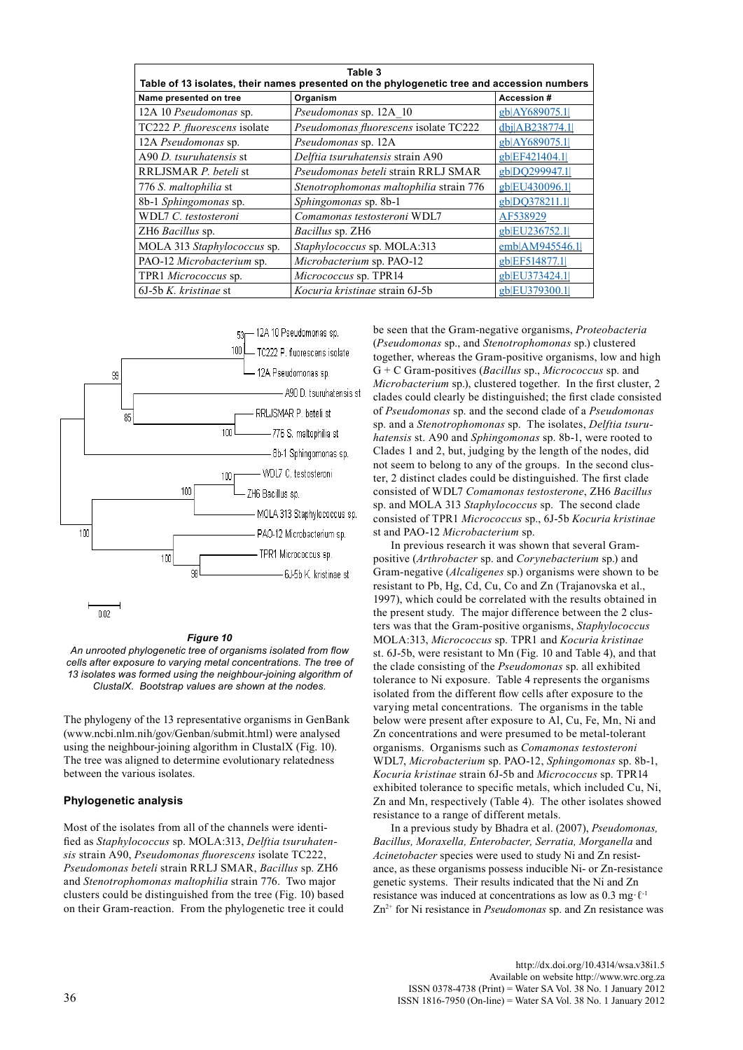**Table 3**
**Table of 13 isolates, their names presented on the phylogenetic tree and accession numbers**

| Name presented on tree | Organism | Accession # |
|---|---|---|
| 12A 10 *Pseudomonas* sp. | *Pseudomonas* sp. 12A_10 | gb\|AY689075.1\| |
| TC222 *P. fluorescens* isolate | *Pseudomonas fluorescens* isolate TC222 | dbj\|AB238774.1\| |
| 12A *Pseudomonas* sp. | *Pseudomonas* sp. 12A | gb\|AY689075.1\| |
| A90 *D. tsuruhatensis* st | *Delftia tsuruhatensis* strain A90 | gb\|EF421404.1\| |
| RRLJSMAR *P. beteli* st | *Pseudomonas beteli* strain RRLJ SMAR | gb\|DQ299947.1\| |
| 776 *S. maltophilia* st | *Stenotrophomonas maltophilia* strain 776 | gb\|EU430096.1\| |
| 8b-1 *Sphingomonas* sp. | *Sphingomonas* sp. 8b-1 | gb\|DQ378211.1\| |
| WDL7 *C. testosteroni* | *Comamonas testosteroni* WDL7 | AF538929 |
| ZH6 *Bacillus* sp. | *Bacillus* sp. ZH6 | gb\|EU236752.1\| |
| MOLA 313 *Staphylococcus* sp. | *Staphylococcus* sp. MOLA:313 | emb\|AM945546.1\| |
| PAO-12 *Microbacterium* sp. | *Microbacterium* sp. PAO-12 | gb\|EF514877.1\| |
| TPR1 *Micrococcus* sp. | *Micrococcus* sp. TPR14 | gb\|EU373424.1\| |
| 6J-5b *K. kristinae* st | *Kocuria kristinae* strain 6J-5b | gb\|EU379300.1\| |

***Figure 10***
*An unrooted phylogenetic tree of organisms isolated from flow cells after exposure to varying metal concentrations. The tree of 13 isolates was formed using the neighbour-joining algorithm of ClustalX. Bootstrap values are shown at the nodes.*

The phylogeny of the 13 representative organisms in GenBank (www.ncbi.nlm.nih/gov/Genban/submit.html) were analysed using the neighbour-joining algorithm in ClustalX (Fig. 10). The tree was aligned to determine evolutionary relatedness between the various isolates.

### Phylogenetic analysis

Most of the isolates from all of the channels were identified as *Staphylococcus* sp. MOLA:313, *Delftia tsuruhatensis* strain A90, *Pseudomonas fluorescens* isolate TC222, *Pseudomonas beteli* strain RRLJ SMAR, *Bacillus* sp. ZH6 and *Stenotrophomonas maltophilia* strain 776. Two major clusters could be distinguished from the tree (Fig. 10) based on their Gram-reaction. From the phylogenetic tree it could be seen that the Gram-negative organisms, *Proteobacteria* (*Pseudomonas* sp., and *Stenotrophomonas* sp.) clustered together, whereas the Gram-positive organisms, low and high G + C Gram-positives (*Bacillus* sp., *Micrococcus* sp. and *Microbacterium* sp.), clustered together. In the first cluster, 2 clades could clearly be distinguished; the first clade consisted of *Pseudomonas* sp. and the second clade of a *Pseudomonas* sp. and a *Stenotrophomonas* sp. The isolates, *Delftia tsuruhatensis* st. A90 and *Sphingomonas* sp. 8b-1, were rooted to Clades 1 and 2, but, judging by the length of the nodes, did not seem to belong to any of the groups. In the second cluster, 2 distinct clades could be distinguished. The first clade consisted of WDL7 *Comamonas testosterone*, ZH6 *Bacillus* sp. and MOLA 313 *Staphylococcus* sp. The second clade consisted of TPR1 *Micrococcus* sp., 6J-5b *Kocuria kristinae* st and PAO-12 *Microbacterium* sp.

In previous research it was shown that several Gram-positive (*Arthrobacter* sp. and *Corynebacterium* sp.) and Gram-negative (*Alcaligenes* sp.) organisms were shown to be resistant to Pb, Hg, Cd, Cu, Co and Zn (Trajanovska et al., 1997), which could be correlated with the results obtained in the present study. The major difference between the 2 clusters was that the Gram-positive organisms, *Staphylococcus* MOLA:313, *Micrococcus* sp. TPR1 and *Kocuria kristinae* st. 6J-5b, were resistant to Mn (Fig. 10 and Table 4), and that the clade consisting of the *Pseudomonas* sp. all exhibited tolerance to Ni exposure. Table 4 represents the organisms isolated from the different flow cells after exposure to the varying metal concentrations. The organisms in the table below were present after exposure to Al, Cu, Fe, Mn, Ni and Zn concentrations and were presumed to be metal-tolerant organisms. Organisms such as *Comamonas testosteroni* WDL7, *Microbacterium* sp. PAO-12, *Sphingomonas* sp. 8b-1, *Kocuria kristinae* strain 6J-5b and *Micrococcus* sp. TPR14 exhibited tolerance to specific metals, which included Cu, Ni, Zn and Mn, respectively (Table 4). The other isolates showed resistance to a range of different metals.

In a previous study by Bhadra et al. (2007), *Pseudomonas, Bacillus, Moraxella, Enterobacter, Serratia, Morganella* and *Acinetobacter* species were used to study Ni and Zn resistance, as these organisms possess inducible Ni- or Zn-resistance genetic systems. Their results indicated that the Ni and Zn resistance was induced at concentrations as low as 0.3 mg·ℓ$^{-1}$ $Zn^{2+}$ for Ni resistance in *Pseudomonas* sp. and Zn resistance was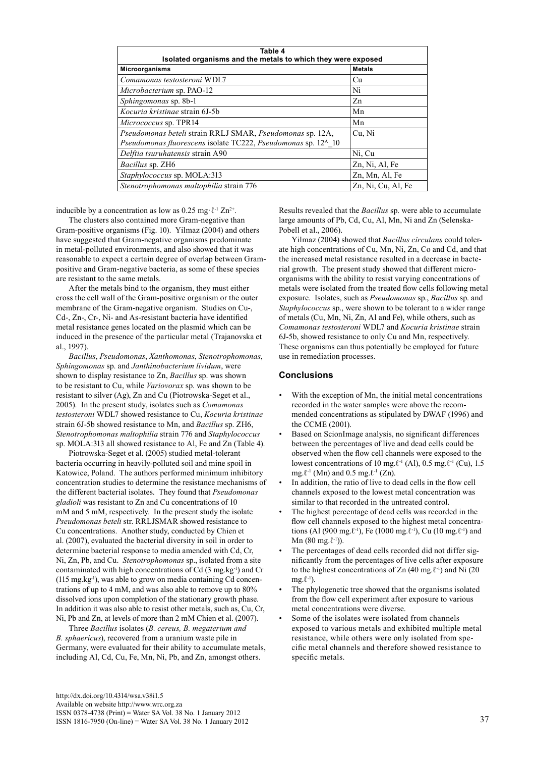**Table 4**
**Isolated organisms and the metals to which they were exposed**

| Microorganisms | Metals |
|---|---|
| *Comamonas testosteroni* WDL7 | Cu |
| *Microbacterium* sp. PAO-12 | Ni |
| *Sphingomonas* sp. 8b-1 | Zn |
| *Kocuria kristinae* strain 6J-5b | Mn |
| *Micrococcus* sp. TPR14 | Mn |
| *Pseudomonas beteli* strain RRLJ SMAR, *Pseudomonas* sp. 12A, *Pseudomonas fluorescens* isolate TC222, *Pseudomonas* sp. $12^A$_10 | Cu, Ni |
| *Delftia tsuruhatensis* strain A90 | Ni, Cu |
| *Bacillus* sp. ZH6 | Zn, Ni, Al, Fe |
| *Staphylococcus* sp. MOLA:313 | Zn, Mn, Al, Fe |
| *Stenotrophomonas maltophilia* strain 776 | Zn, Ni, Cu, Al, Fe |

inducible by a concentration as low as 0.25 mg·$\ell^{-1}$ $Zn^{2+}$.

The clusters also contained more Gram-negative than Gram-positive organisms (Fig. 10). Yilmaz (2004) and others have suggested that Gram-negative organisms predominate in metal-polluted environments, and also showed that it was reasonable to expect a certain degree of overlap between Gram-positive and Gram-negative bacteria, as some of these species are resistant to the same metals.

After the metals bind to the organism, they must either cross the cell wall of the Gram-positive organism or the outer membrane of the Gram-negative organism. Studies on Cu-, Cd-, Zn-, Cr-, Ni- and As-resistant bacteria have identified metal resistance genes located on the plasmid which can be induced in the presence of the particular metal (Trajanovska et al., 1997).

*Bacillus*, *Pseudomonas*, *Xanthomonas*, *Stenotrophomonas*, *Sphingomonas* sp. and *Janthinobacterium lividum*, were shown to display resistance to Zn, *Bacillus* sp. was shown to be resistant to Cu, while *Variovorax* sp. was shown to be resistant to silver (Ag), Zn and Cu (Piotrowska-Seget et al., 2005). In the present study, isolates such as *Comamonas testosteroni* WDL7 showed resistance to Cu, *Kocuria kristinae* strain 6J-5b showed resistance to Mn, and *Bacillus* sp. ZH6, *Stenotrophomonas maltophilia* strain 776 and *Staphylococcus* sp. MOLA:313 all showed resistance to Al, Fe and Zn (Table 4).

Piotrowska-Seget et al. (2005) studied metal-tolerant bacteria occurring in heavily-polluted soil and mine spoil in Katowice, Poland. The authors performed minimum inhibitory concentration studies to determine the resistance mechanisms of the different bacterial isolates. They found that *Pseudomonas gladioli* was resistant to Zn and Cu concentrations of 10 mM and 5 mM, respectively. In the present study the isolate *Pseudomonas beteli* str. RRLJSMAR showed resistance to Cu concentrations. Another study, conducted by Chien et al. (2007), evaluated the bacterial diversity in soil in order to determine bacterial response to media amended with Cd, Cr, Ni, Zn, Pb, and Cu. *Stenotrophomonas* sp., isolated from a site contaminated with high concentrations of Cd (3 mg.kg$^{-1}$) and Cr (115 mg.kg$^{-1}$), was able to grow on media containing Cd concentrations of up to 4 mM, and was also able to remove up to 80% dissolved ions upon completion of the stationary growth phase. In addition it was also able to resist other metals, such as, Cu, Cr, Ni, Pb and Zn, at levels of more than 2 mM Chien et al. (2007).

Three *Bacillus* isolates (*B. cereus, B. megaterium and B. sphaericus*), recovered from a uranium waste pile in Germany, were evaluated for their ability to accumulate metals, including Al, Cd, Cu, Fe, Mn, Ni, Pb, and Zn, amongst others. Results revealed that the *Bacillus* sp. were able to accumulate large amounts of Pb, Cd, Cu, Al, Mn, Ni and Zn (Selenska-Pobell et al., 2006).

Yilmaz (2004) showed that *Bacillus circulans* could tolerate high concentrations of Cu, Mn, Ni, Zn, Co and Cd, and that the increased metal resistance resulted in a decrease in bacterial growth. The present study showed that different microorganisms with the ability to resist varying concentrations of metals were isolated from the treated flow cells following metal exposure. Isolates, such as *Pseudomonas* sp., *Bacillus* sp. and *Staphylococcus* sp., were shown to be tolerant to a wider range of metals (Cu, Mn, Ni, Zn, Al and Fe), while others, such as *Comamonas testosteroni* WDL7 and *Kocuria kristinae* strain 6J-5b, showed resistance to only Cu and Mn, respectively. These organisms can thus potentially be employed for future use in remediation processes.

## Conclusions

- With the exception of Mn, the initial metal concentrations recorded in the water samples were above the recommended concentrations as stipulated by DWAF (1996) and the CCME (2001).
- Based on ScionImage analysis, no significant differences between the percentages of live and dead cells could be observed when the flow cell channels were exposed to the lowest concentrations of 10 mg.$\ell^{-1}$ (Al), 0.5 mg.$\ell^{-1}$ (Cu), 1.5 mg.$\ell^{-1}$ (Mn) and 0.5 mg.$\ell^{-1}$ (Zn).
- In addition, the ratio of live to dead cells in the flow cell channels exposed to the lowest metal concentration was similar to that recorded in the untreated control.
- The highest percentage of dead cells was recorded in the flow cell channels exposed to the highest metal concentrations (Al (900 mg.$\ell^{-1}$), Fe (1000 mg.$\ell^{-1}$), Cu (10 mg.$\ell^{-1}$) and Mn (80 mg.$\ell^{-1}$)).
- The percentages of dead cells recorded did not differ significantly from the percentages of live cells after exposure to the highest concentrations of Zn (40 mg.$\ell^{-1}$) and Ni (20 mg.$\ell^{-1}$).
- The phylogenetic tree showed that the organisms isolated from the flow cell experiment after exposure to various metal concentrations were diverse.
- Some of the isolates were isolated from channels exposed to various metals and exhibited multiple metal resistance, while others were only isolated from specific metal channels and therefore showed resistance to specific metals.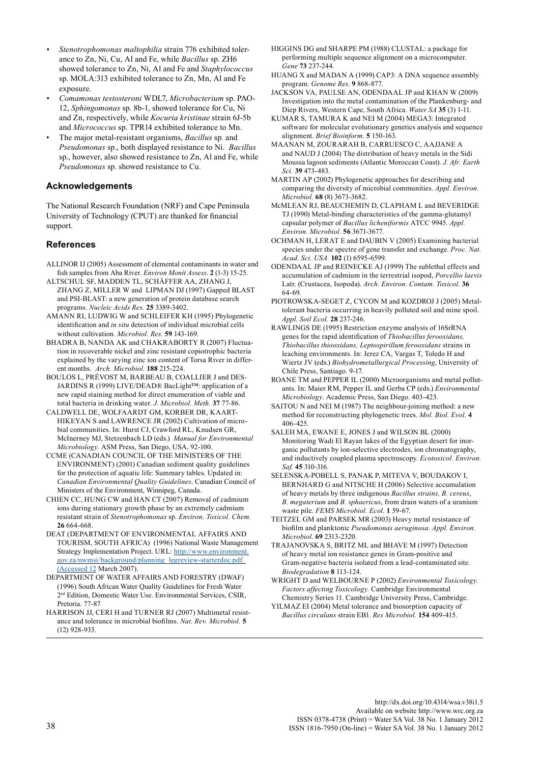- *Stenotrophomonas maltophilia* strain 776 exhibited tolerance to Zn, Ni, Cu, Al and Fe, while *Bacillus* sp. ZH6 showed tolerance to Zn, Ni, Al and Fe and *Staphylococcus* sp. MOLA:313 exhibited tolerance to Zn, Mn, Al and Fe exposure.
- *Comamonas testosteroni* WDL7, *Microbacterium* sp. PAO-12, *Sphingomonas* sp. 8b-1, showed tolerance for Cu, Ni and Zn, respectively, while *Kocuria kristinae* strain 6J-5b and *Micrococcus* sp. TPR14 exhibited tolerance to Mn.
- The major metal-resistant organisms, *Bacillus* sp. and *Pseudomonas* sp., both displayed resistance to Ni. *Bacillus* sp., however, also showed resistance to Zn, Al and Fe, while *Pseudomonas* sp. showed resistance to Cu.

## Acknowledgements

The National Research Foundation (NRF) and Cape Peninsula University of Technology (CPUT) are thanked for financial support.

## References

ALLINOR IJ (2005) Assessment of elemental contaminants in water and fish samples from Aba River. *Environ Monit Assess.* **2** (1-3) 15-25.

ALTSCHUL SF, MADDEN TL, SCHÄFFER AA, ZHANG J, ZHANG Z, MILLER W and LIPMAN DJ (1997) Gapped BLAST and PSI-BLAST: a new generation of protein database search programs. *Nucleic Acids Res.* **25** 3389-3402.

AMANN RI, LUDWIG W and SCHLEIFER KH (1995) Phylogenetic identification and *in situ* detection of individual microbial cells without cultivation. *Microbiol. Res.* **59** 143-169.

BHADRA B, NANDA AK and CHAKRABORTY R (2007) Fluctuation in recoverable nickel and zinc resistant copiotrophic bacteria explained by the varying zinc ion content of Torsa River in different months. *Arch. Microbiol.* **188** 215-224.

BOULOS L, PRÉVOST M, BARBEAU B, COALLIER J and DESJARDINS R (1999) LIVE/DEAD® BacLight™: application of a new rapid staining method for direct enumeration of viable and total bacteria in drinking water. *J. Microbiol. Meth.* **37** 77-86.

CALDWELL DE, WOLFAARDT GM, KORBER DR, KAARTHIKEYAN S and LAWRENCE JR (2002) Cultivation of microbial communities. In: Hurst CJ, Crawford RL, Knudsen GR, McInerney MJ, Stetzenbach LD (eds.) *Manual for Environmental Microbiology.* ASM Press, San Diego, USA. 92-100.

CCME (CANADIAN COUNCIL OF THE MINISTERS OF THE ENVIRONMENT) (2001) Canadian sediment quality guidelines for the protection of aquatic life: Summary tables. Updated in: *Canadian Environmental Quality Guidelines*. Canadian Council of Ministers of the Environment, Winnipeg, Canada.

CHIEN CC, HUNG CW and HAN CT (2007) Removal of cadmium ions during stationary growth phase by an extremely cadmium resistant strain of *Stenotrophomonas* sp. *Environ. Toxicol. Chem.* **26** 664-668.

DEAT (DEPARTMENT OF ENVIRONMENTAL AFFAIRS AND TOURISM, SOUTH AFRICA) (1996) National Waste Management Strategy Implementation Project. URL: http://www.environment.gov.za/nwmsi/background/planning_legreview-starterdoc.pdf. (Accessed 12 March 2007).

DEPARTMENT OF WATER AFFAIRS AND FORESTRY (DWAF) (1996) South African Water Quality Guidelines for Fresh Water 2nd Edition, Domestic Water Use. Environmental Services, CSIR, Pretoria. 77-87

HARRISON JJ, CERI H and TURNER RJ (2007) Multimetal resistance and tolerance in microbial biofilms. *Nat. Rev. Microbiol.* **5** (12) 928-933.

HIGGINS DG and SHARPE PM (1988) CLUSTAL: a package for performing multiple sequence alignment on a microcomputer. *Gene* **73** 237-244.

HUANG X and MADAN A (1999) CAP3: A DNA sequence assembly program. *Genome Res.* **9** 868-877.

JACKSON VA, PAULSE AN, ODENDAAL JP and KHAN W (2009) Investigation into the metal contamination of the Plankenburg- and Diep Rivers, Western Cape, South Africa. *Water SA* **35** (3) 1-11.

KUMAR S, TAMURA K and NEI M (2004) MEGA3: Integrated software for molecular evolutionary genetics analysis and sequence alignment. *Brief Bioinform.* **5** 150-163.

MAANAN M, ZOURARAH B, CARRUESCO C, AAJJANE A and NAUD J (2004) The distribution of heavy metals in the Sidi Moussa lagoon sediments (Atlantic Moroccan Coast). *J. Afr. Earth Sci.* **39** 473-483.

MARTIN AP (2002) Phylogenetic approaches for describing and comparing the diversity of microbial communities. *Appl. Environ. Microbiol.* **68** (8) 3673-3682.

McMLEAN RJ, BEAUCHEMIN D, CLAPHAM L and BEVERIDGE TJ (1990) Metal-binding characteristics of the gamma-glutamyl capsular polymer of *Bacillus licheniformis* ATCC 9945. *Appl. Environ. Microbiol.* **56** 3671-3677.

OCHMAN H, LERAT E and DAUBIN V (2005) Examining bacterial species under the spectre of gene transfer and exchange. *Proc. Nat. Acad. Sci. USA.* **102** (1) 6595-6599.

ODENDAAL JP and REINECKE AJ (1999) The sublethal effects and accumulation of cadmium in the terrestrial isopod, *Porcellio laevis* Latr. (Crustacea, Isopoda). *Arch. Environ. Contam. Toxicol.* **36** 64-69.

PIOTROWSKA-SEGET Z, CYCON M and KOZDROJ J (2005) Metal-tolerant bacteria occurring in heavily polluted soil and mine spoil. *Appl. Soil Ecol.* **28** 237-246.

RAWLINGS DE (1995) Restriction enzyme analysis of 16SrRNA genes for the rapid identification of *Thiobacillus ferooxidans, Thiobacillus thiooxidans, Leptospirillum ferooxidans* strains in leaching environments. In: Jerez CA, Vargas T, Toledo H and Wiertz JV (eds.) *Biohydrometallurgical Processing*, University of Chile Press, Santiago. 9-17.

ROANE TM and PEPPER IL (2000) Microorganisms and metal pollutants. In: Maier RM, Pepper IL and Gerba CP (eds.) *Environmental Microbiology.* Academic Press, San Diego. 403-423.

SAITOU N and NEI M (1987) The neighbour-joining method: a new method for reconstructing phylogenetic trees. *Mol. Biol. Evol.* **4** 406-425.

SALEH MA, EWANE E, JONES J and WILSON BL (2000) Monitoring Wadi El Rayan lakes of the Egyptian desert for inorganic pollutants by ion-selective electrodes, ion chromatography, and inductively coupled plasma spectroscopy. *Ecotoxicol. Environ. Saf.* **45** 310-316.

SELENSKA-POBELL S, PANAK P, MITEVA V, BOUDAKOV I, BERNHARD G and NITSCHE H (2006) Selective accumulation of heavy metals by three indigenous *Bacillus strains, B. cereus*, *B. megaterium* and *B. sphaericus*, from drain waters of a uranium waste pile. *FEMS Microbiol. Ecol.* **1** 59-67.

TEITZEL GM and PARSEK MR (2003) Heavy metal resistance of biofilm and planktonic *Pseudomonas aeruginosa*. *Appl. Environ. Microbiol.* **69** 2313-2320.

TRAJANOVSKA S, BRITZ ML and BHAVE M (1997) Detection of heavy metal ion resistance genes in Gram-positive and Gram-negative bacteria isolated from a lead-contaminated site. *Biodegradation* **8** 113-124.

WRIGHT D and WELBOURNE P (2002) *Environmental Toxicology. Factors affecting Toxicology.* Cambridge Environmental Chemistry Series 11. Cambridge University Press, Cambridge.

YILMAZ EI (2004) Metal tolerance and biosorption capacity of *Bacillus circulans* strain EB1. *Res Microbiol.* **154** 409-415.